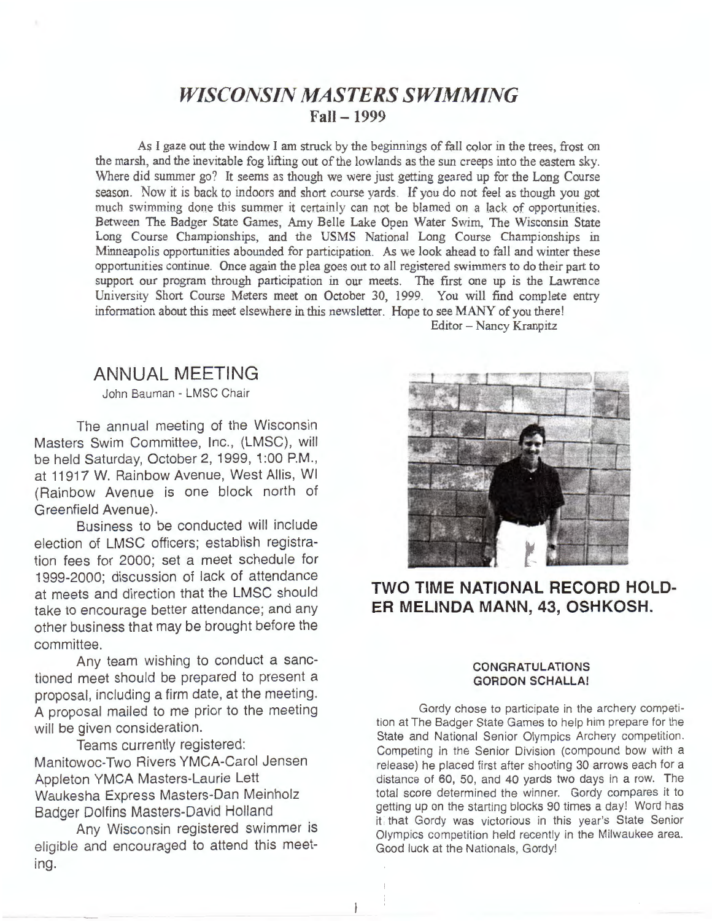# *WISCONSIN MASTERS SWIMMING*
## Fall – 1999

As I gaze out the window I am struck by the beginnings of fall color in the trees, frost on the marsh, and the inevitable fog lifting out of the lowlands as the sun creeps into the eastern sky. Where did summer go? It seems as though we were just getting geared up for the Long Course season. Now it is back to indoors and short course yards. If you do not feel as though you got much swimming done this summer it certainly can not be blamed on a lack of opportunities. Between The Badger State Games, Amy Belle Lake Open Water Swim, The Wisconsin State Long Course Championships, and the USMS National Long Course Championships in Minneapolis opportunities abounded for participation. As we look ahead to fall and winter these opportunities continue. Once again the plea goes out to all registered swimmers to do their part to support our program through participation in our meets. The first one up is the Lawrence University Short Course Meters meet on October 30, 1999. You will find complete entry information about this meet elsewhere in this newsletter. Hope to see MANY of you there!

Editor – Nancy Kranpitz

## ANNUAL MEETING

John Bauman - LMSC Chair

The annual meeting of the Wisconsin Masters Swim Committee, Inc., (LMSC), will be held Saturday, October 2, 1999, 1:00 P.M., at 11917 W. Rainbow Avenue, West Allis, WI (Rainbow Avenue is one block north of Greenfield Avenue).

Business to be conducted will include election of LMSC officers; establish registration fees for 2000; set a meet schedule for 1999-2000; discussion of lack of attendance at meets and direction that the LMSC should take to encourage better attendance; and any other business that may be brought before the committee.

Any team wishing to conduct a sanctioned meet should be prepared to present a proposal, including a firm date, at the meeting. A proposal mailed to me prior to the meeting will be given consideration.

Teams currently registered:
Manitowoc-Two Rivers YMCA-Carol Jensen
Appleton YMCA Masters-Laurie Lett
Waukesha Express Masters-Dan Meinholz
Badger Dolfins Masters-David Holland

Any Wisconsin registered swimmer is eligible and encouraged to attend this meeting.

**TWO TIME NATIONAL RECORD HOLDER MELINDA MANN, 43, OSHKOSH.**

**CONGRATULATIONS GORDON SCHALLA!**

Gordy chose to participate in the archery competition at The Badger State Games to help him prepare for the State and National Senior Olympics Archery competition. Competing in the Senior Division (compound bow with a release) he placed first after shooting 30 arrows each for a distance of 60, 50, and 40 yards two days in a row. The total score determined the winner. Gordy compares it to getting up on the starting blocks 90 times a day! Word has it that Gordy was victorious in this year's State Senior Olympics competition held recently in the Milwaukee area. Good luck at the Nationals, Gordy!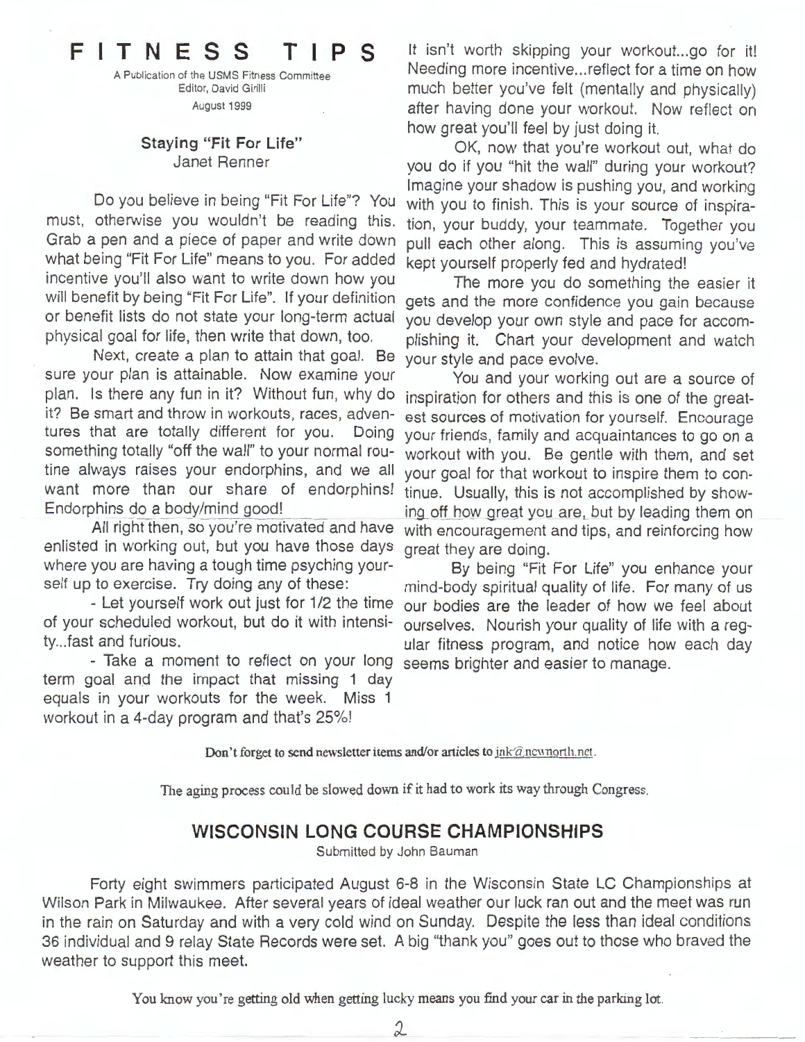# FITNESS TIPS

A Publication of the USMS Fitness Committee
Editor, David Girilli
August 1999

### Staying "Fit For Life"

Janet Renner

Do you believe in being "Fit For Life"? You must, otherwise you wouldn't be reading this. Grab a pen and a piece of paper and write down what being "Fit For Life" means to you. For added incentive you'll also want to write down how you will benefit by being "Fit For Life". If your definition or benefit lists do not state your long-term actual physical goal for life, then write that down, too.

Next, create a plan to attain that goal. Be sure your plan is attainable. Now examine your plan. Is there any fun in it? Without fun, why do it? Be smart and throw in workouts, races, adventures that are totally different for you. Doing something totally "off the wall" to your normal routine always raises your endorphins, and we all want more than our share of endorphins! Endorphins do a body/mind good!

All right then, so you're motivated and have enlisted in working out, but you have those days where you are having a tough time psyching yourself up to exercise. Try doing any of these:

- Let yourself work out just for 1/2 the time of your scheduled workout, but do it with intensity...fast and furious.
- Take a moment to reflect on your long term goal and the impact that missing 1 day equals in your workouts for the week. Miss 1 workout in a 4-day program and that's 25%!

It isn't worth skipping your workout...go for it! Needing more incentive...reflect for a time on how much better you've felt (mentally and physically) after having done your workout. Now reflect on how great you'll feel by just doing it.

OK, now that you're workout out, what do you do if you "hit the wall" during your workout? Imagine your shadow is pushing you, and working with you to finish. This is your source of inspiration, your buddy, your teammate. Together you pull each other along. This is assuming you've kept yourself properly fed and hydrated!

The more you do something the easier it gets and the more confidence you gain because you develop your own style and pace for accomplishing it. Chart your development and watch your style and pace evolve.

You and your working out are a source of inspiration for others and this is one of the greatest sources of motivation for yourself. Encourage your friends, family and acquaintances to go on a workout with you. Be gentle with them, and set your goal for that workout to inspire them to continue. Usually, this is not accomplished by showing off how great you are, but by leading them on with encouragement and tips, and reinforcing how great they are doing.

By being "Fit For Life" you enhance your mind-body spiritual quality of life. For many of us our bodies are the leader of how we feel about ourselves. Nourish your quality of life with a regular fitness program, and notice how each day seems brighter and easier to manage.

Don't forget to send newsletter items and/or articles to jnk@newnorth.net.

The aging process could be slowed down if it had to work its way through Congress.

## WISCONSIN LONG COURSE CHAMPIONSHIPS

Submitted by John Bauman

Forty eight swimmers participated August 6-8 in the Wisconsin State LC Championships at Wilson Park in Milwaukee. After several years of ideal weather our luck ran out and the meet was run in the rain on Saturday and with a very cold wind on Sunday. Despite the less than ideal conditions 36 individual and 9 relay State Records were set. A big "thank you" goes out to those who braved the weather to support this meet.

You know you're getting old when getting lucky means you find your car in the parking lot.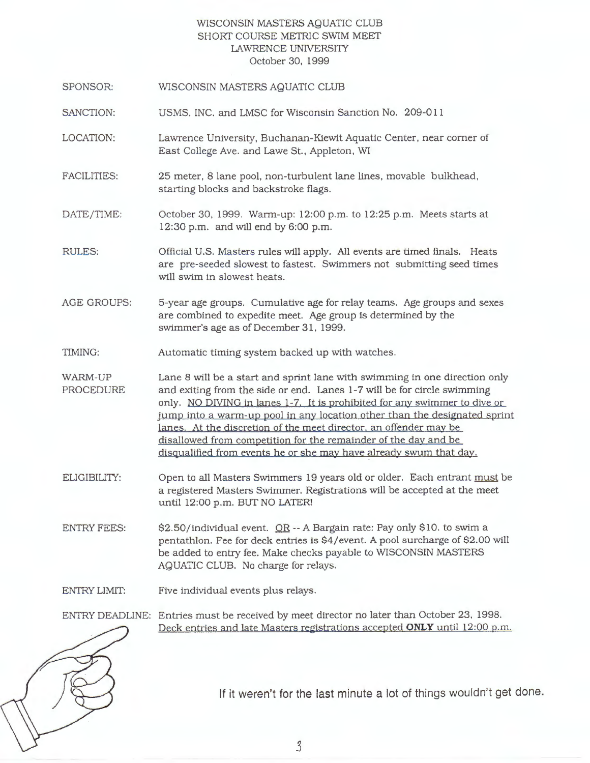# WISCONSIN MASTERS AQUATIC CLUB
## SHORT COURSE METRIC SWIM MEET
## LAWRENCE UNIVERSITY
## October 30, 1999

**SPONSOR:** WISCONSIN MASTERS AQUATIC CLUB

**SANCTION:** USMS, INC. and LMSC for Wisconsin Sanction No. 209-011

**LOCATION:** Lawrence University, Buchanan-Kiewit Aquatic Center, near corner of East College Ave. and Lawe St., Appleton, WI

**FACILITIES:** 25 meter, 8 lane pool, non-turbulent lane lines, movable bulkhead, starting blocks and backstroke flags.

**DATE/TIME:** October 30, 1999. Warm-up: 12:00 p.m. to 12:25 p.m. Meets starts at 12:30 p.m. and will end by 6:00 p.m.

**RULES:** Official U.S. Masters rules will apply. All events are timed finals. Heats are pre-seeded slowest to fastest. Swimmers not submitting seed times will swim in slowest heats.

**AGE GROUPS:** 5-year age groups. Cumulative age for relay teams. Age groups and sexes are combined to expedite meet. Age group is determined by the swimmer's age as of December 31, 1999.

**TIMING:** Automatic timing system backed up with watches.

**WARM-UP PROCEDURE:** Lane 8 will be a start and sprint lane with swimming in one direction only and exiting from the side or end. Lanes 1-7 will be for circle swimming only. <u>NO DIVING in lanes 1-7. It is prohibited for any swimmer to dive or jump into a warm-up pool in any location other than the designated sprint lanes. At the discretion of the meet director, an offender may be disallowed from competition for the remainder of the day and be disqualified from events he or she may have already swum that day.</u>

**ELIGIBILITY:** Open to all Masters Swimmers 19 years old or older. Each entrant <u>must</u> be a registered Masters Swimmer. Registrations will be accepted at the meet until 12:00 p.m. BUT NO LATER!

**ENTRY FEES:** $2.50/individual event. <u>OR</u> -- A Bargain rate: Pay only $10. to swim a pentathlon. Fee for deck entries is $4/event. A pool surcharge of $2.00 will be added to entry fee. Make checks payable to WISCONSIN MASTERS AQUATIC CLUB. No charge for relays.

**ENTRY LIMIT:** Five individual events plus relays.

**ENTRY DEADLINE:** Entries must be received by meet director no later than October 23, 1998. <u>Deck entries and late Masters registrations accepted **ONLY** until 12:00 p.m.</u>

If it weren't for the last minute a lot of things wouldn't get done.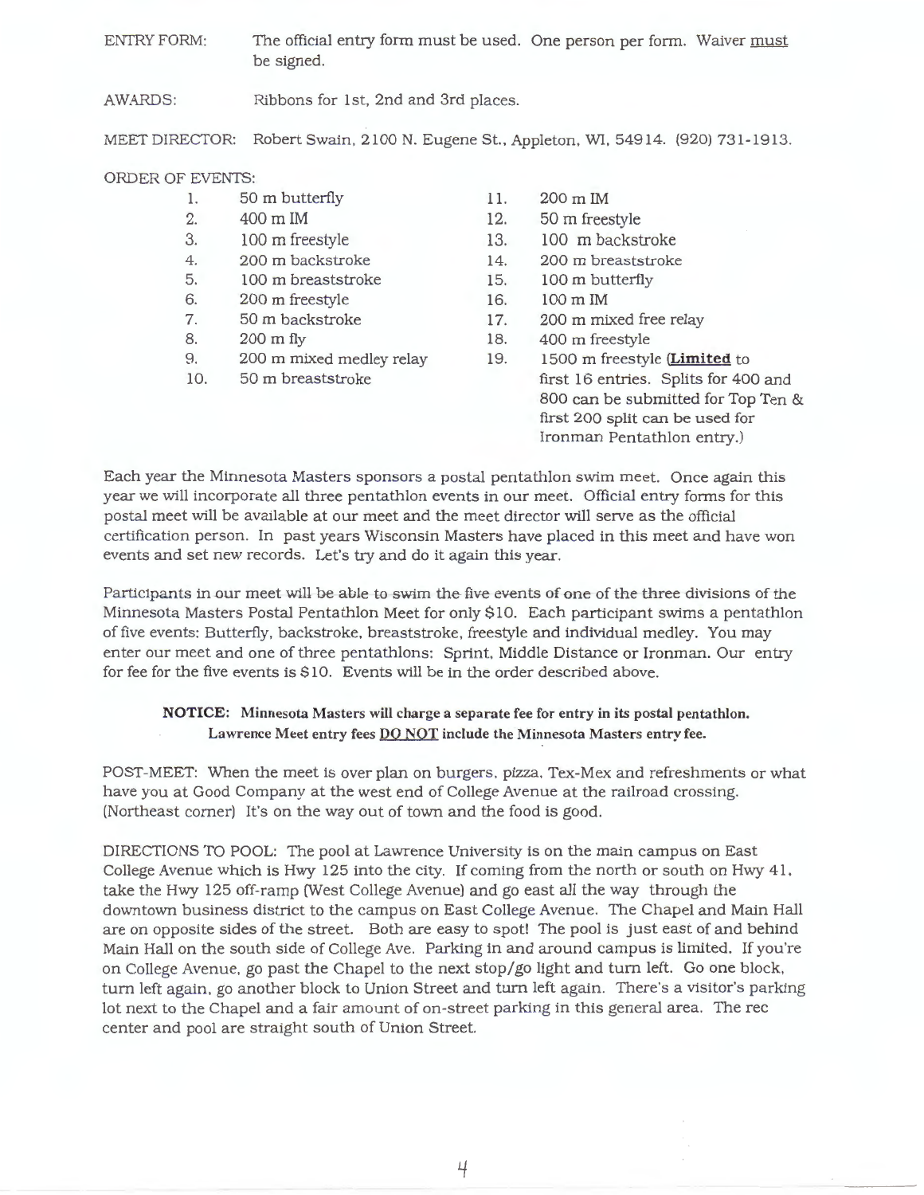ENTRY FORM: The official entry form must be used. One person per form. Waiver must be signed.

AWARDS: Ribbons for 1st, 2nd and 3rd places.

MEET DIRECTOR: Robert Swain, 2100 N. Eugene St., Appleton, WI, 54914. (920) 731-1913.

ORDER OF EVENTS:

1. 50 m butterfly
2. 400 m IM
3. 100 m freestyle
4. 200 m backstroke
5. 100 m breaststroke
6. 200 m freestyle
7. 50 m backstroke
8. 200 m fly
9. 200 m mixed medley relay
10. 50 m breaststroke
11. 200 m IM
12. 50 m freestyle
13. 100 m backstroke
14. 200 m breaststroke
15. 100 m butterfly
16. 100 m IM
17. 200 m mixed free relay
18. 400 m freestyle
19. 1500 m freestyle (**Limited** to first 16 entries. Splits for 400 and 800 can be submitted for Top Ten & first 200 split can be used for Ironman Pentathlon entry.)

Each year the Minnesota Masters sponsors a postal pentathlon swim meet. Once again this year we will incorporate all three pentathlon events in our meet. Official entry forms for this postal meet will be available at our meet and the meet director will serve as the official certification person. In past years Wisconsin Masters have placed in this meet and have won events and set new records. Let's try and do it again this year.

Participants in our meet will be able to swim the five events of one of the three divisions of the Minnesota Masters Postal Pentathlon Meet for only $10. Each participant swims a pentathlon of five events: Butterfly, backstroke, breaststroke, freestyle and individual medley. You may enter our meet and one of three pentathlons: Sprint, Middle Distance or Ironman. Our entry for fee for the five events is $10. Events will be in the order described above.

**NOTICE: Minnesota Masters will charge a separate fee for entry in its postal pentathlon. Lawrence Meet entry fees DO NOT include the Minnesota Masters entry fee.**

POST-MEET: When the meet is over plan on burgers, pizza, Tex-Mex and refreshments or what have you at Good Company at the west end of College Avenue at the railroad crossing. (Northeast corner) It's on the way out of town and the food is good.

DIRECTIONS TO POOL: The pool at Lawrence University is on the main campus on East College Avenue which is Hwy 125 into the city. If coming from the north or south on Hwy 41, take the Hwy 125 off-ramp (West College Avenue) and go east all the way through the downtown business district to the campus on East College Avenue. The Chapel and Main Hall are on opposite sides of the street. Both are easy to spot! The pool is just east of and behind Main Hall on the south side of College Ave. Parking in and around campus is limited. If you're on College Avenue, go past the Chapel to the next stop/go light and turn left. Go one block, turn left again, go another block to Union Street and turn left again. There's a visitor's parking lot next to the Chapel and a fair amount of on-street parking in this general area. The rec center and pool are straight south of Union Street.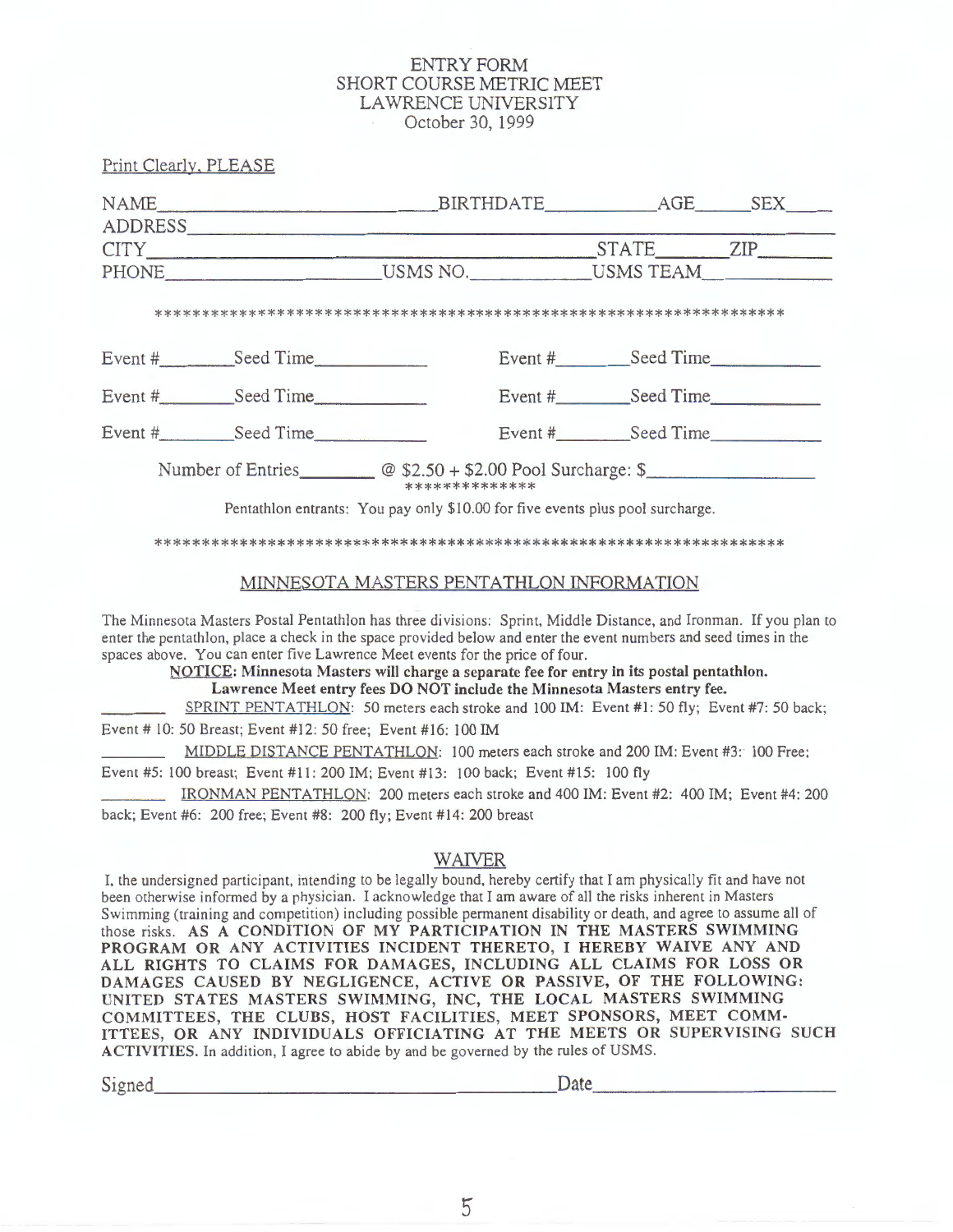# ENTRY FORM
## SHORT COURSE METRIC MEET
## LAWRENCE UNIVERSITY
October 30, 1999

Print Clearly, PLEASE

NAME________________________ BIRTHDATE__________ AGE_____ SEX____
ADDRESS_______________________________________________________
CITY_________________________________ STATE________ ZIP_______
PHONE____________________ USMS NO.____________ USMS TEAM___________

******************************************************************

Event #________ Seed Time____________ Event #________ Seed Time____________

Event #________ Seed Time____________ Event #________ Seed Time____________

Event #________ Seed Time____________ Event #________ Seed Time____________

Number of Entries________ @ $2.50 + $2.00 Pool Surcharge: $_______________
**************

Pentathlon entrants: You pay only $10.00 for five events plus pool surcharge.

******************************************************************

## MINNESOTA MASTERS PENTATHLON INFORMATION

The Minnesota Masters Postal Pentathlon has three divisions: Sprint, Middle Distance, and Ironman. If you plan to enter the pentathlon, place a check in the space provided below and enter the event numbers and seed times in the spaces above. You can enter five Lawrence Meet events for the price of four.

**NOTICE: Minnesota Masters will charge a separate fee for entry in its postal pentathlon. Lawrence Meet entry fees DO NOT include the Minnesota Masters entry fee.**

_______ SPRINT PENTATHLON: 50 meters each stroke and 100 IM: Event #1: 50 fly; Event #7: 50 back; Event # 10: 50 Breast; Event #12: 50 free; Event #16: 100 IM

_______ MIDDLE DISTANCE PENTATHLON: 100 meters each stroke and 200 IM: Event #3: 100 Free; Event #5: 100 breast; Event #11: 200 IM; Event #13: 100 back; Event #15: 100 fly

_______ IRONMAN PENTATHLON: 200 meters each stroke and 400 IM: Event #2: 400 IM; Event #4: 200 back; Event #6: 200 free; Event #8: 200 fly; Event #14: 200 breast

## WAIVER

I, the undersigned participant, intending to be legally bound, hereby certify that I am physically fit and have not been otherwise informed by a physician. I acknowledge that I am aware of all the risks inherent in Masters Swimming (training and competition) including possible permanent disability or death, and agree to assume all of those risks. **AS A CONDITION OF MY PARTICIPATION IN THE MASTERS SWIMMING PROGRAM OR ANY ACTIVITIES INCIDENT THERETO, I HEREBY WAIVE ANY AND ALL RIGHTS TO CLAIMS FOR DAMAGES, INCLUDING ALL CLAIMS FOR LOSS OR DAMAGES CAUSED BY NEGLIGENCE, ACTIVE OR PASSIVE, OF THE FOLLOWING: UNITED STATES MASTERS SWIMMING, INC, THE LOCAL MASTERS SWIMMING COMMITTEES, THE CLUBS, HOST FACILITIES, MEET SPONSORS, MEET COMMITTEES, OR ANY INDIVIDUALS OFFICIATING AT THE MEETS OR SUPERVISING SUCH ACTIVITIES.** In addition, I agree to abide by and be governed by the rules of USMS.

Signed_______________________________________ Date____________________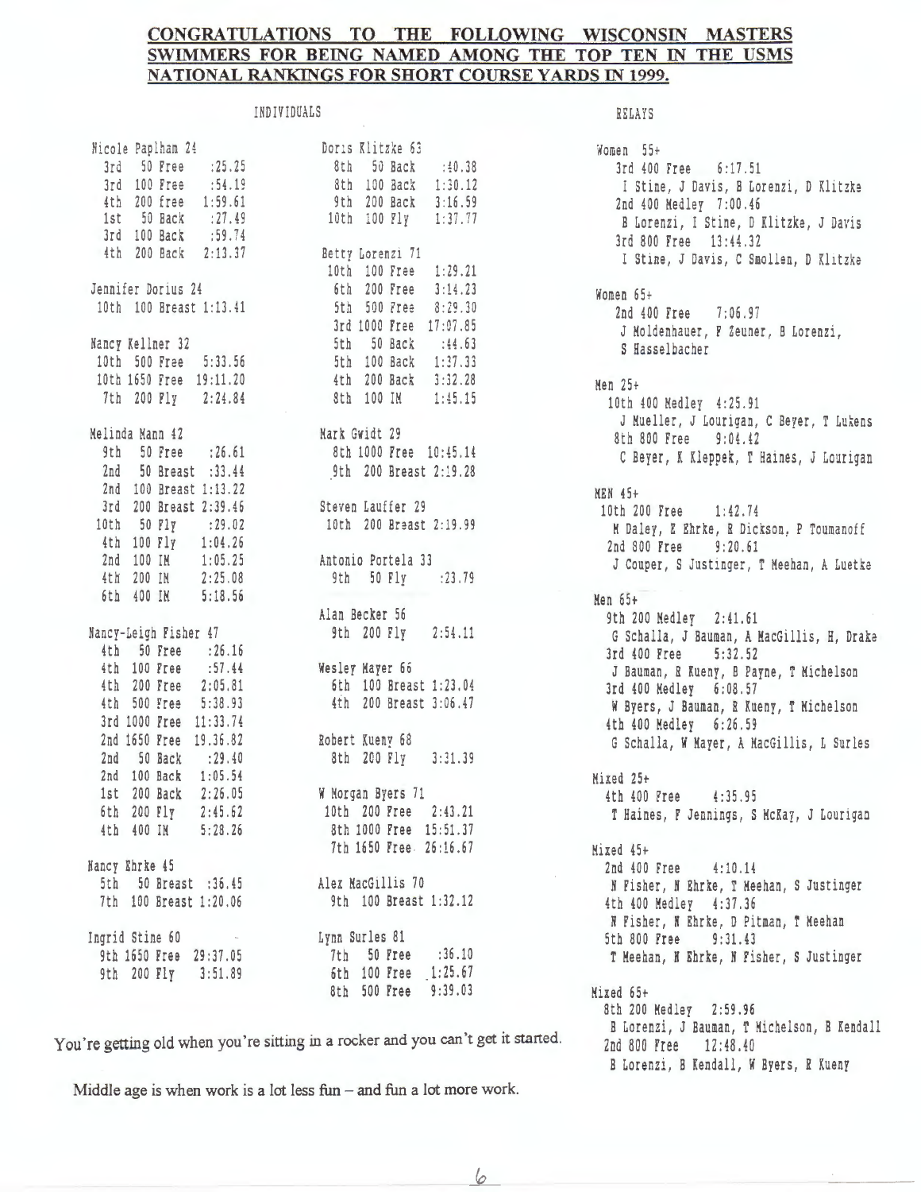## CONGRATULATIONS TO THE FOLLOWING WISCONSIN MASTERS SWIMMERS FOR BEING NAMED AMONG THE TOP TEN IN THE USMS NATIONAL RANKINGS FOR SHORT COURSE YARDS IN 1999.

### INDIVIDUALS

**Nicole Paplham 24**
- 3rd 50 Free :25.25
- 3rd 100 Free :54.19
- 4th 200 free 1:59.61
- 1st 50 Back :27.49
- 3rd 100 Back :59.74
- 4th 200 Back 2:13.37

**Jennifer Dorius 24**
- 10th 100 Breast 1:13.41

**Nancy Kellner 32**
- 10th 500 Free 5:33.56
- 10th 1650 Free 19:11.20
- 7th 200 Fly 2:24.84

**Melinda Mann 42**
- 9th 50 Free :26.61
- 2nd 50 Breast :33.44
- 2nd 100 Breast 1:13.22
- 3rd 200 Breast 2:39.46
- 10th 50 Fly :29.02
- 4th 100 Fly 1:04.26
- 2nd 100 IM 1:05.25
- 4th 200 IM 2:25.08
- 6th 400 IM 5:18.56

**Nancy-Leigh Fisher 47**
- 4th 50 Free :26.16
- 4th 100 Free :57.44
- 4th 200 Free 2:05.81
- 4th 500 Free 5:38.93
- 3rd 1000 Free 11:33.74
- 2nd 1650 Free 19.36.82
- 2nd 50 Back :29.40
- 2nd 100 Back 1:05.54
- 1st 200 Back 2:26.05
- 6th 200 Fly 2:45.62
- 4th 400 IM 5:28.26

**Nancy Ehrke 45**
- 5th 50 Breast :36.45
- 7th 100 Breast 1:20.06

**Ingrid Stine 60**
- 9th 1650 Free 29:37.05
- 9th 200 Fly 3:51.89

**Doris Klitzke 63**
- 8th 50 Back :40.38
- 8th 100 Back 1:30.12
- 9th 200 Back 3:16.59
- 10th 100 Fly 1:37.77

**Betty Lorenzi 71**
- 10th 100 Free 1:29.21
- 6th 200 Free 3:14.23
- 5th 500 Free 8:29.30
- 3rd 1000 Free 17:07.85
- 5th 50 Back :44.63
- 5th 100 Back 1:37.33
- 4th 200 Back 3:32.28
- 8th 100 IM 1:45.15

**Mark Gwidt 29**
- 8th 1000 Free 10:45.14
- 9th 200 Breast 2:19.28

**Steven Lauffer 29**
- 10th 200 Breast 2:19.99

**Antonio Portela 33**
- 9th 50 Fly :23.79

**Alan Becker 56**
- 9th 200 Fly 2:54.11

**Wesley Mayer 66**
- 6th 100 Breast 1:23.04
- 4th 200 Breast 3:06.47

**Robert Kueny 68**
- 8th 200 Fly 3:31.39

**W Morgan Byers 71**
- 10th 200 Free 2:43.21
- 8th 1000 Free 15:51.37
- 7th 1650 Free 26:16.67

**Alex MacGillis 70**
- 9th 100 Breast 1:32.12

**Lynn Surles 81**
- 7th 50 Free :36.10
- 6th 100 Free 1:25.67
- 8th 500 Free 9:39.03

### RELAYS

**Women 55+**
- 3rd 400 Free 6:17.51 — I Stine, J Davis, B Lorenzi, D Klitzke
- 2nd 400 Medley 7:00.46 — B Lorenzi, I Stine, D Klitzke, J Davis
- 3rd 800 Free 13:44.32 — I Stine, J Davis, C Smollen, D Klitzke

**Women 65+**
- 2nd 400 Free 7:06.97 — J Moldenhauer, F Zeuner, B Lorenzi, S Hasselbacher

**Men 25+**
- 10th 400 Medley 4:25.91 — J Mueller, J Lourigan, C Beyer, T Lukens
- 8th 800 Free 9:04.42 — C Beyer, K Kleppek, T Haines, J Lourigan

**MEN 45+**
- 10th 200 Free 1:42.74 — M Daley, E Ehrke, R Dickson, P Toumanoff
- 2nd 800 Free 9:20.61 — J Couper, S Justinger, T Meehan, A Luetke

**Men 65+**
- 9th 200 Medley 2:41.61 — G Schalla, J Bauman, A MacGillis, H, Drake
- 3rd 400 Free 5:32.52 — J Bauman, R Kueny, B Payne, T Michelson
- 3rd 400 Medley 6:08.57 — W Byers, J Bauman, R Kueny, T Michelson
- 4th 400 Medley 6:26.59 — G Schalla, W Mayer, A MacGillis, L Surles

**Mixed 25+**
- 4th 400 Free 4:35.95 — T Haines, F Jennings, S McKay, J Lourigan

**Mixed 45+**
- 2nd 400 Free 4:10.14 — N Fisher, N Ehrke, T Meehan, S Justinger
- 4th 400 Medley 4:37.36 — N Fisher, N Ehrke, D Pitman, T Meehan
- 5th 800 Free 9:31.43 — T Meehan, N Ehrke, N Fisher, S Justinger

**Mixed 65+**
- 8th 200 Medley 2:59.96 — B Lorenzi, J Bauman, T Michelson, B Kendall
- 2nd 800 Free 12:48.40 — B Lorenzi, B Kendall, W Byers, R Kueny

You're getting old when you're sitting in a rocker and you can't get it started.

Middle age is when work is a lot less fun – and fun a lot more work.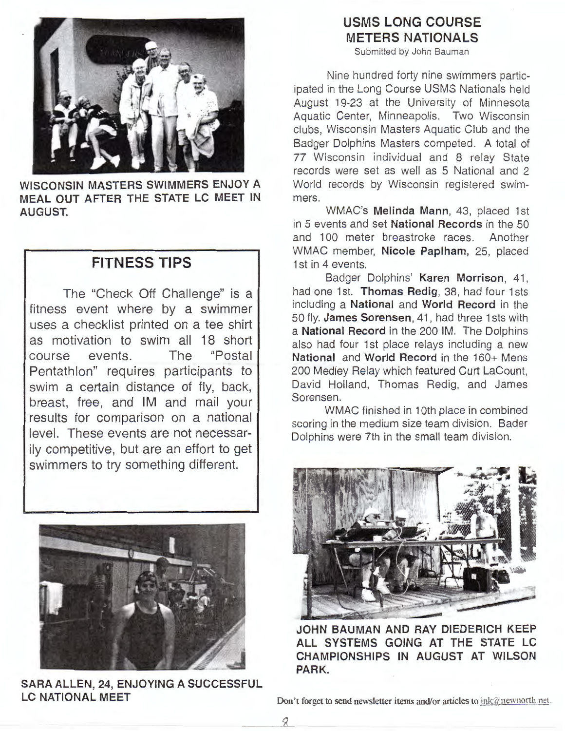WISCONSIN MASTERS SWIMMERS ENJOY A MEAL OUT AFTER THE STATE LC MEET IN AUGUST.

## FITNESS TIPS

The "Check Off Challenge" is a fitness event where by a swimmer uses a checklist printed on a tee shirt as motivation to swim all 18 short course events. The "Postal Pentathlon" requires participants to swim a certain distance of fly, back, breast, free, and IM and mail your results for comparison on a national level. These events are not necessarily competitive, but are an effort to get swimmers to try something different.

SARA ALLEN, 24, ENJOYING A SUCCESSFUL LC NATIONAL MEET

## USMS LONG COURSE METERS NATIONALS

Submitted by John Bauman

Nine hundred forty nine swimmers participated in the Long Course USMS Nationals held August 19-23 at the University of Minnesota Aquatic Center, Minneapolis. Two Wisconsin clubs, Wisconsin Masters Aquatic Club and the Badger Dolphins Masters competed. A total of 77 Wisconsin individual and 8 relay State records were set as well as 5 National and 2 World records by Wisconsin registered swimmers.

WMAC's **Melinda Mann**, 43, placed 1st in 5 events and set **National Records** in the 50 and 100 meter breastroke races. Another WMAC member, **Nicole Paplham**, 25, placed 1st in 4 events.

Badger Dolphins' **Karen Morrison**, 41, had one 1st. **Thomas Redig**, 38, had four 1sts including a **National** and **World Record** in the 50 fly. **James Sorensen**, 41, had three 1sts with a **National Record** in the 200 IM. The Dolphins also had four 1st place relays including a new **National** and **World Record** in the 160+ Mens 200 Medley Relay which featured Curt LaCount, David Holland, Thomas Redig, and James Sorensen.

WMAC finished in 10th place in combined scoring in the medium size team division. Bader Dolphins were 7th in the small team division.

JOHN BAUMAN AND RAY DIEDERICH KEEP ALL SYSTEMS GOING AT THE STATE LC CHAMPIONSHIPS IN AUGUST AT WILSON PARK.

Don't forget to send newsletter items and/or articles to jnk@newnorth.net.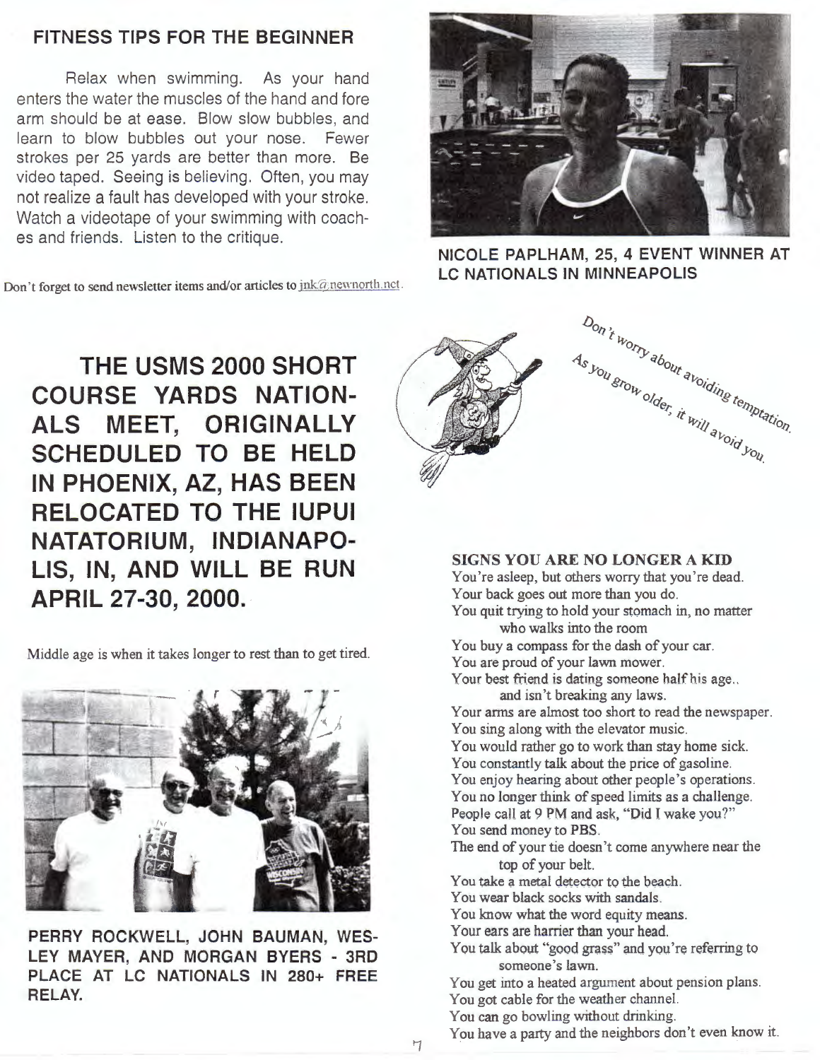## FITNESS TIPS FOR THE BEGINNER

Relax when swimming. As your hand enters the water the muscles of the hand and fore arm should be at ease. Blow slow bubbles, and learn to blow bubbles out your nose. Fewer strokes per 25 yards are better than more. Be video taped. Seeing is believing. Often, you may not realize a fault has developed with your stroke. Watch a videotape of your swimming with coaches and friends. Listen to the critique.

Don't forget to send newsletter items and/or articles to jnk@newnorth.net.

NICOLE PAPLHAM, 25, 4 EVENT WINNER AT LC NATIONALS IN MINNEAPOLIS

## THE USMS 2000 SHORT COURSE YARDS NATIONALS MEET, ORIGINALLY SCHEDULED TO BE HELD IN PHOENIX, AZ, HAS BEEN RELOCATED TO THE IUPUI NATATORIUM, INDIANAPOLIS, IN, AND WILL BE RUN APRIL 27-30, 2000.

Middle age is when it takes longer to rest than to get tired.

PERRY ROCKWELL, JOHN BAUMAN, WESLEY MAYER, AND MORGAN BYERS - 3RD PLACE AT LC NATIONALS IN 280+ FREE RELAY.

*Don't worry about avoiding temptation. As you grow older, it will avoid you.*

**SIGNS YOU ARE NO LONGER A KID**

You're asleep, but others worry that you're dead.
You back goes out more than you do.
You quit trying to hold your stomach in, no matter who walks into the room
You buy a compass for the dash of your car.
You are proud of your lawn mower.
Your best friend is dating someone half his age.. and isn't breaking any laws.
Your arms are almost too short to read the newspaper.
You sing along with the elevator music.
You would rather go to work than stay home sick.
You constantly talk about the price of gasoline.
You enjoy hearing about other people's operations.
You no longer think of speed limits as a challenge.
People call at 9 PM and ask, "Did I wake you?"
You send money to PBS.
The end of your tie doesn't come anywhere near the top of your belt.
You take a metal detector to the beach.
You wear black socks with sandals.
You know what the word equity means.
Your ears are harrier than your head.
You talk about "good grass" and you're referring to someone's lawn.
You get into a heated argument about pension plans.
You got cable for the weather channel.
You can go bowling without drinking.
You have a party and the neighbors don't even know it.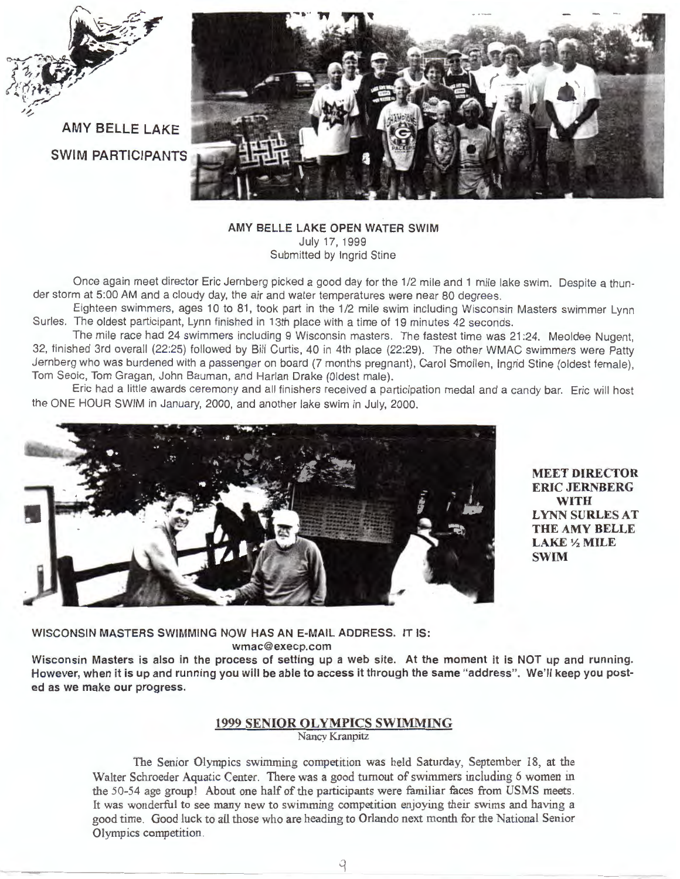AMY BELLE LAKE SWIM PARTICIPANTS

## AMY BELLE LAKE OPEN WATER SWIM

July 17, 1999
Submitted by Ingrid Stine

Once again meet director Eric Jernberg picked a good day for the 1/2 mile and 1 mile lake swim. Despite a thunder storm at 5:00 AM and a cloudy day, the air and water temperatures were near 80 degrees.

Eighteen swimmers, ages 10 to 81, took part in the 1/2 mile swim including Wisconsin Masters swimmer Lynn Surles. The oldest participant, Lynn finished in 13th place with a time of 19 minutes 42 seconds.

The mile race had 24 swimmers including 9 Wisconsin masters. The fastest time was 21:24. Meoldee Nugent, 32, finished 3rd overall (22:25) followed by Bill Curtis, 40 in 4th place (22:29). The other WMAC swimmers were Patty Jernberg who was burdened with a passenger on board (7 months pregnant), Carol Smollen, Ingrid Stine (oldest female), Tom Seoic, Tom Gragan, John Bauman, and Harlan Drake (0ldest male).

Eric had a little awards ceremony and all finishers received a participation medal and a candy bar. Eric will host the ONE HOUR SWIM in January, 2000, and another lake swim in July, 2000.

**MEET DIRECTOR ERIC JERNBERG WITH LYNN SURLES AT THE AMY BELLE LAKE ½ MILE SWIM**

**WISCONSIN MASTERS SWIMMING NOW HAS AN E-MAIL ADDRESS. IT IS:**
**wmac@execp.com**

**Wisconsin Masters is also in the process of setting up a web site. At the moment it is NOT up and running. However, when it is up and running you will be able to access it through the same "address". We'll keep you posted as we make our progress.**

## 1999 SENIOR OLYMPICS SWIMMING

Nancy Kranpitz

The Senior Olympics swimming competition was held Saturday, September 18, at the Walter Schroeder Aquatic Center. There was a good turnout of swimmers including 6 women in the 50-54 age group! About one half of the participants were familiar faces from USMS meets. It was wonderful to see many new to swimming competition enjoying their swims and having a good time. Good luck to all those who are heading to Orlando next month for the National Senior Olympics competition.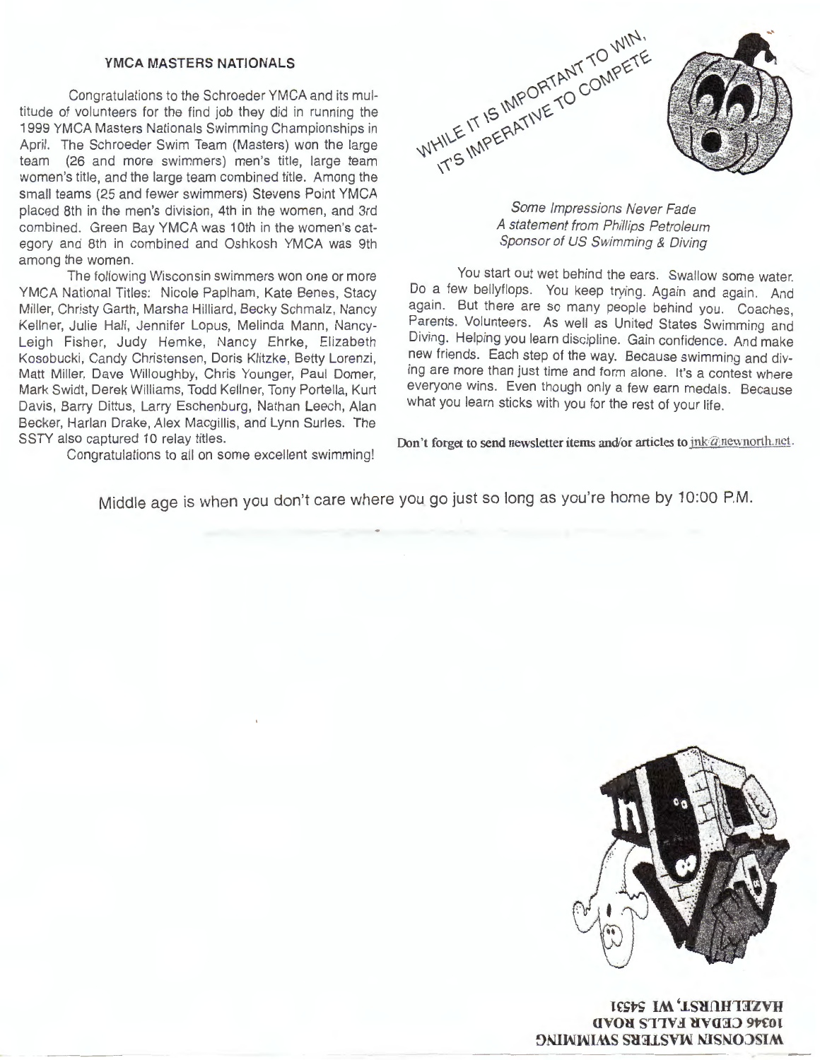### YMCA MASTERS NATIONALS

Congratulations to the Schroeder YMCA and its multitude of volunteers for the find job they did in running the 1999 YMCA Masters Nationals Swimming Championships in April. The Schroeder Swim Team (Masters) won the large team (26 and more swimmers) men's title, large team women's title, and the large team combined title. Among the small teams (25 and fewer swimmers) Stevens Point YMCA placed 8th in the men's division, 4th in the women, and 3rd combined. Green Bay YMCA was 10th in the women's category and 8th in combined and Oshkosh YMCA was 9th among the women.

The following Wisconsin swimmers won one or more YMCA National Titles: Nicole Paplham, Kate Benes, Stacy Miller, Christy Garth, Marsha Hilliard, Becky Schmalz, Nancy Kellner, Julie Hall, Jennifer Lopus, Melinda Mann, Nancy-Leigh Fisher, Judy Hemke, Nancy Ehrke, Elizabeth Kosobucki, Candy Christensen, Doris Klitzke, Betty Lorenzi, Matt Miller, Dave Willoughby, Chris Younger, Paul Domer, Mark Swidt, Derek Williams, Todd Kellner, Tony Portella, Kurt Davis, Barry Dittus, Larry Eschenburg, Nathan Leech, Alan Becker, Harlan Drake, Alex Macgillis, and Lynn Surles. The SSTY also captured 10 relay titles.

Congratulations to all on some excellent swimming!

WHILE IT IS IMPORTANT TO WIN,
IT'S IMPERATIVE TO COMPETE

*Some Impressions Never Fade*
*A statement from Phillips Petroleum*
*Sponsor of US Swimming & Diving*

You start out wet behind the ears. Swallow some water. Do a few bellyflops. You keep trying. Again and again. And again. But there are so many people behind you. Coaches, Parents. Volunteers. As well as United States Swimming and Diving. Helping you learn discipline. Gain confidence. And make new friends. Each step of the way. Because swimming and diving are more than just time and form alone. It's a contest where everyone wins. Even though only a few earn medals. Because what you learn sticks with you for the rest of your life.

Don't forget to send newsletter items and/or articles to jnk@newnorth.net.

Middle age is when you don't care where you go just so long as you're home by 10:00 P.M.

WISCONSIN MASTERS SWIMMING
10346 CEDAR FALLS ROAD
HAZELHURST, WI 54531